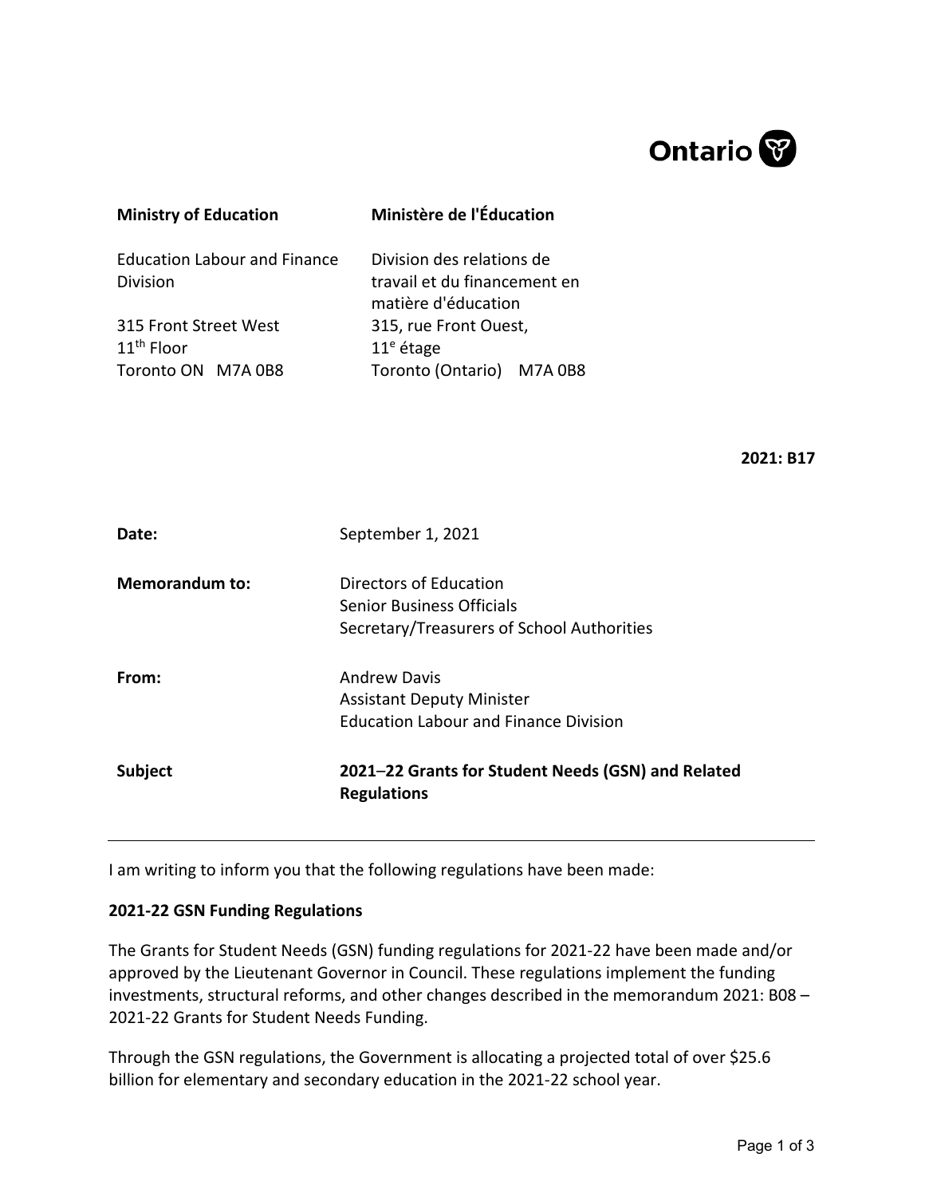Ontario

| Ministry of Education | Ministère de l'Éducation |
| --- | --- |
| Education Labour and Finance Division | Division des relations de travail et du financement en matière d'éducation |
| 315 Front Street West<br>11th Floor<br>Toronto ON M7A 0B8 | 315, rue Front Ouest,<br>11e étage<br>Toronto (Ontario) M7A 0B8 |

**2021: B17**

**Date:** September 1, 2021

**Memorandum to:** Directors of Education
Senior Business Officials
Secretary/Treasurers of School Authorities

**From:** Andrew Davis
Assistant Deputy Minister
Education Labour and Finance Division

**Subject** **2021–22 Grants for Student Needs (GSN) and Related Regulations**

---

I am writing to inform you that the following regulations have been made:

**2021-22 GSN Funding Regulations**

The Grants for Student Needs (GSN) funding regulations for 2021-22 have been made and/or approved by the Lieutenant Governor in Council. These regulations implement the funding investments, structural reforms, and other changes described in the memorandum 2021: B08 – 2021-22 Grants for Student Needs Funding.

Through the GSN regulations, the Government is allocating a projected total of over $25.6 billion for elementary and secondary education in the 2021-22 school year.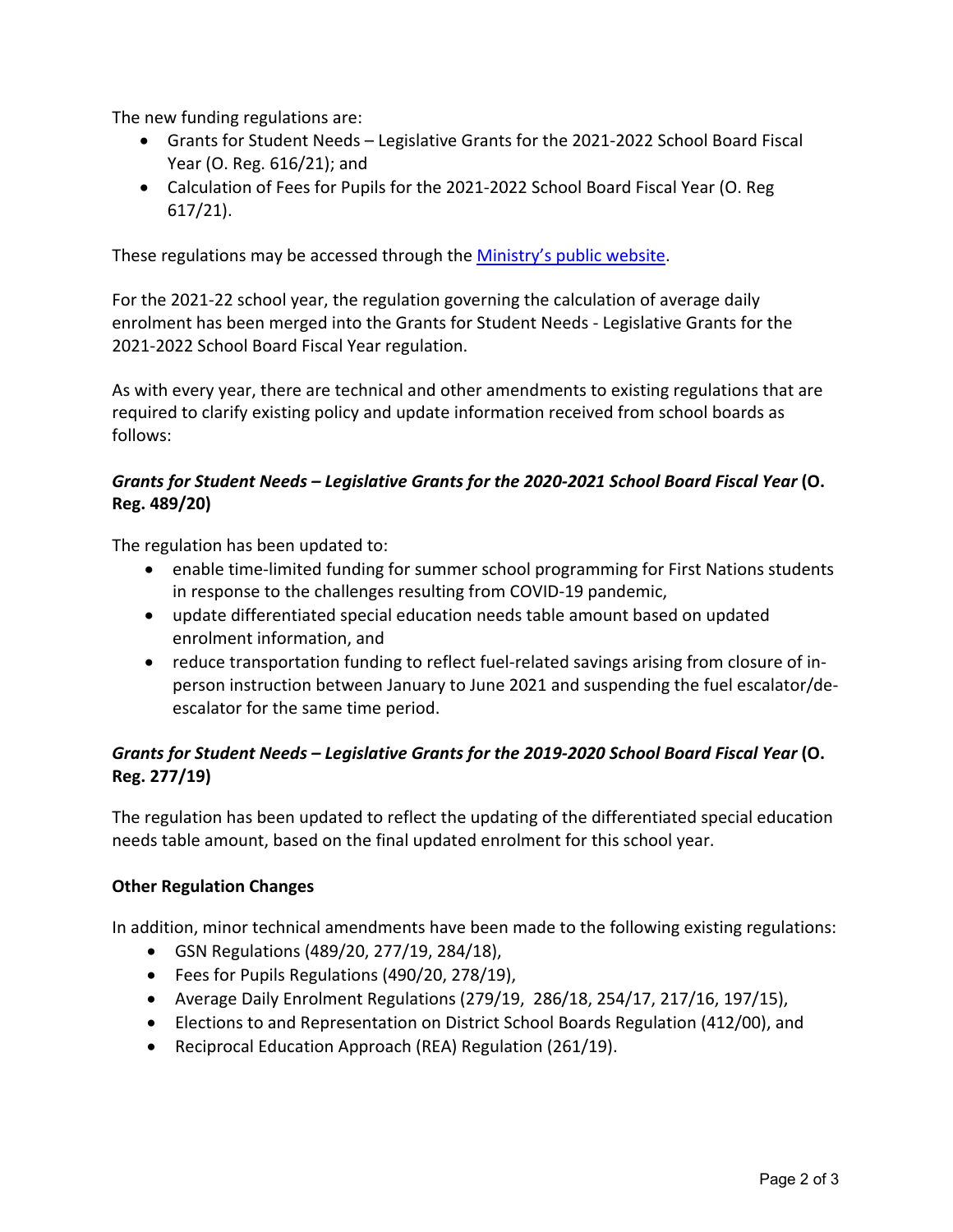The new funding regulations are:

- Grants for Student Needs – Legislative Grants for the 2021-2022 School Board Fiscal Year (O. Reg. 616/21); and
- Calculation of Fees for Pupils for the 2021-2022 School Board Fiscal Year (O. Reg 617/21).

These regulations may be accessed through the Ministry's public website.

For the 2021-22 school year, the regulation governing the calculation of average daily enrolment has been merged into the Grants for Student Needs - Legislative Grants for the 2021-2022 School Board Fiscal Year regulation.

As with every year, there are technical and other amendments to existing regulations that are required to clarify existing policy and update information received from school boards as follows:

### *Grants for Student Needs – Legislative Grants for the 2020-2021 School Board Fiscal Year* (O. Reg. 489/20)

The regulation has been updated to:

- enable time-limited funding for summer school programming for First Nations students in response to the challenges resulting from COVID-19 pandemic,
- update differentiated special education needs table amount based on updated enrolment information, and
- reduce transportation funding to reflect fuel-related savings arising from closure of in-person instruction between January to June 2021 and suspending the fuel escalator/de-escalator for the same time period.

### *Grants for Student Needs – Legislative Grants for the 2019-2020 School Board Fiscal Year* (O. Reg. 277/19)

The regulation has been updated to reflect the updating of the differentiated special education needs table amount, based on the final updated enrolment for this school year.

### Other Regulation Changes

In addition, minor technical amendments have been made to the following existing regulations:

- GSN Regulations (489/20, 277/19, 284/18),
- Fees for Pupils Regulations (490/20, 278/19),
- Average Daily Enrolment Regulations (279/19, 286/18, 254/17, 217/16, 197/15),
- Elections to and Representation on District School Boards Regulation (412/00), and
- Reciprocal Education Approach (REA) Regulation (261/19).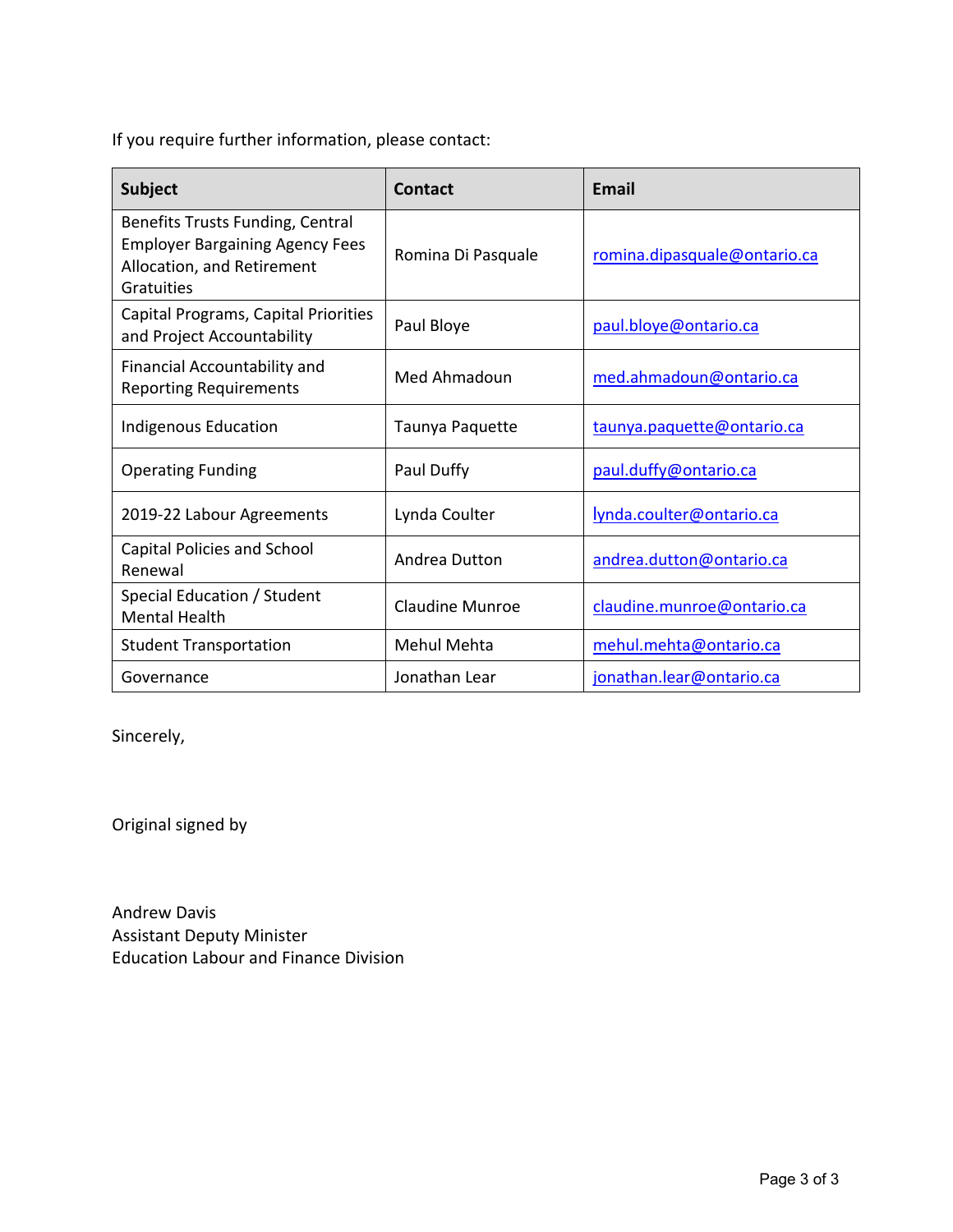If you require further information, please contact:

| Subject | Contact | Email |
| --- | --- | --- |
| Benefits Trusts Funding, Central Employer Bargaining Agency Fees Allocation, and Retirement Gratuities | Romina Di Pasquale | romina.dipasquale@ontario.ca |
| Capital Programs, Capital Priorities and Project Accountability | Paul Bloye | paul.bloye@ontario.ca |
| Financial Accountability and Reporting Requirements | Med Ahmadoun | med.ahmadoun@ontario.ca |
| Indigenous Education | Taunya Paquette | taunya.paquette@ontario.ca |
| Operating Funding | Paul Duffy | paul.duffy@ontario.ca |
| 2019-22 Labour Agreements | Lynda Coulter | lynda.coulter@ontario.ca |
| Capital Policies and School Renewal | Andrea Dutton | andrea.dutton@ontario.ca |
| Special Education / Student Mental Health | Claudine Munroe | claudine.munroe@ontario.ca |
| Student Transportation | Mehul Mehta | mehul.mehta@ontario.ca |
| Governance | Jonathan Lear | jonathan.lear@ontario.ca |

Sincerely,

Original signed by

Andrew Davis
Assistant Deputy Minister
Education Labour and Finance Division